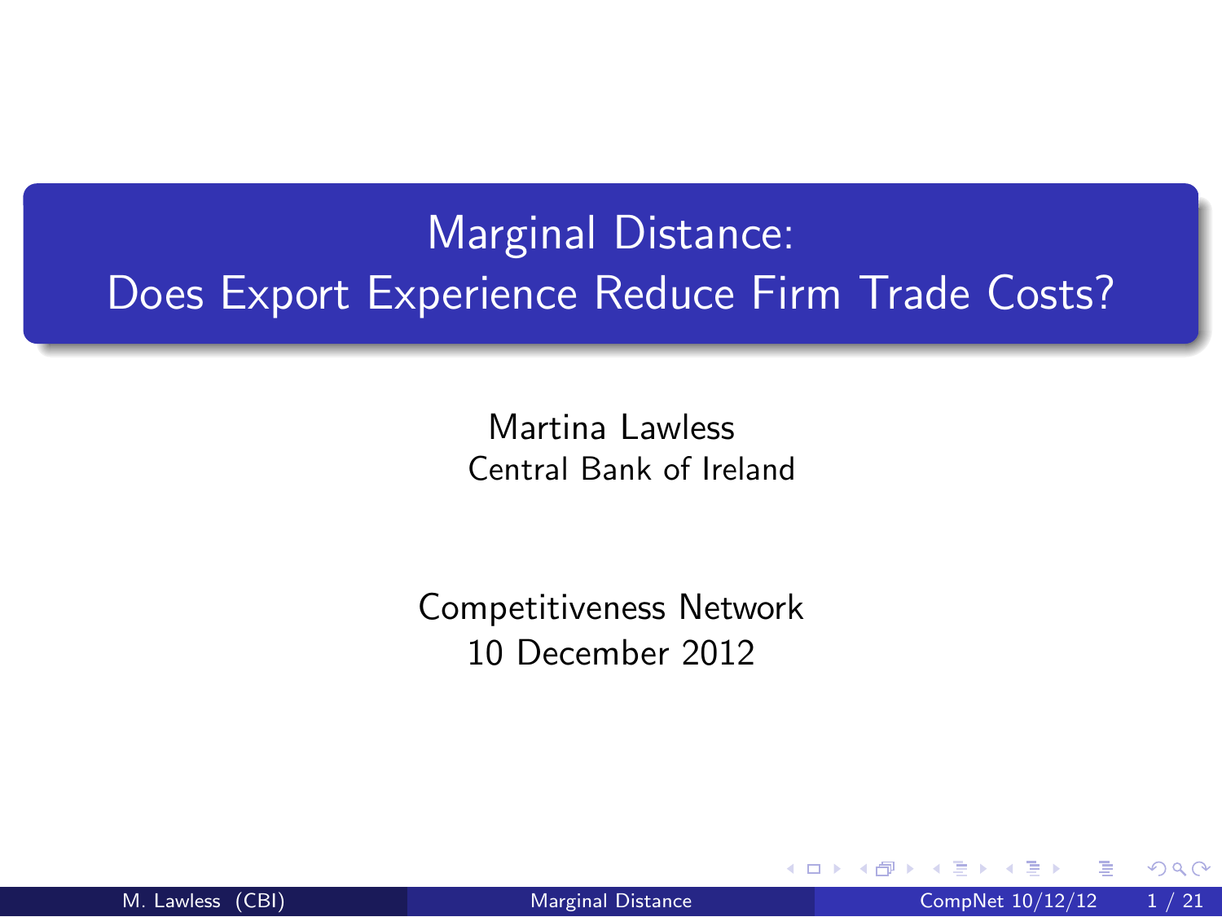# Marginal Distance:
# Does Export Experience Reduce Firm Trade Costs?

Martina Lawless
Central Bank of Ireland

Competitiveness Network
10 December 2012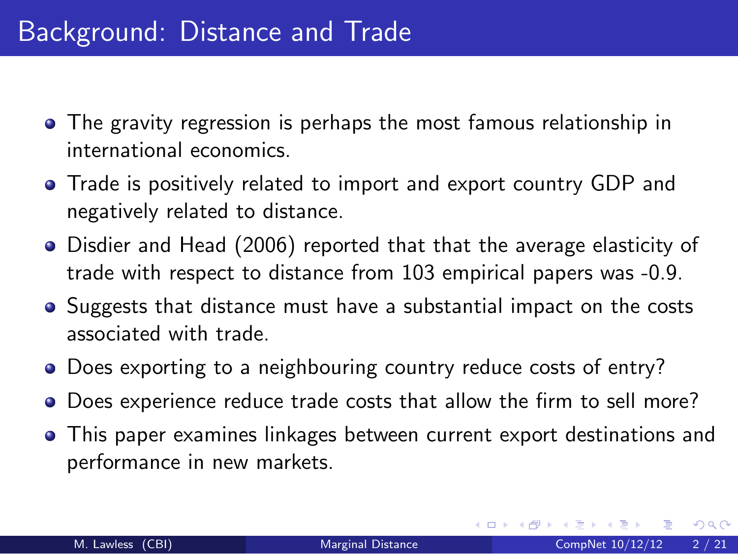# Background: Distance and Trade

- The gravity regression is perhaps the most famous relationship in international economics.
- Trade is positively related to import and export country GDP and negatively related to distance.
- Disdier and Head (2006) reported that that the average elasticity of trade with respect to distance from 103 empirical papers was -0.9.
- Suggests that distance must have a substantial impact on the costs associated with trade.
- Does exporting to a neighbouring country reduce costs of entry?
- Does experience reduce trade costs that allow the firm to sell more?
- This paper examines linkages between current export destinations and performance in new markets.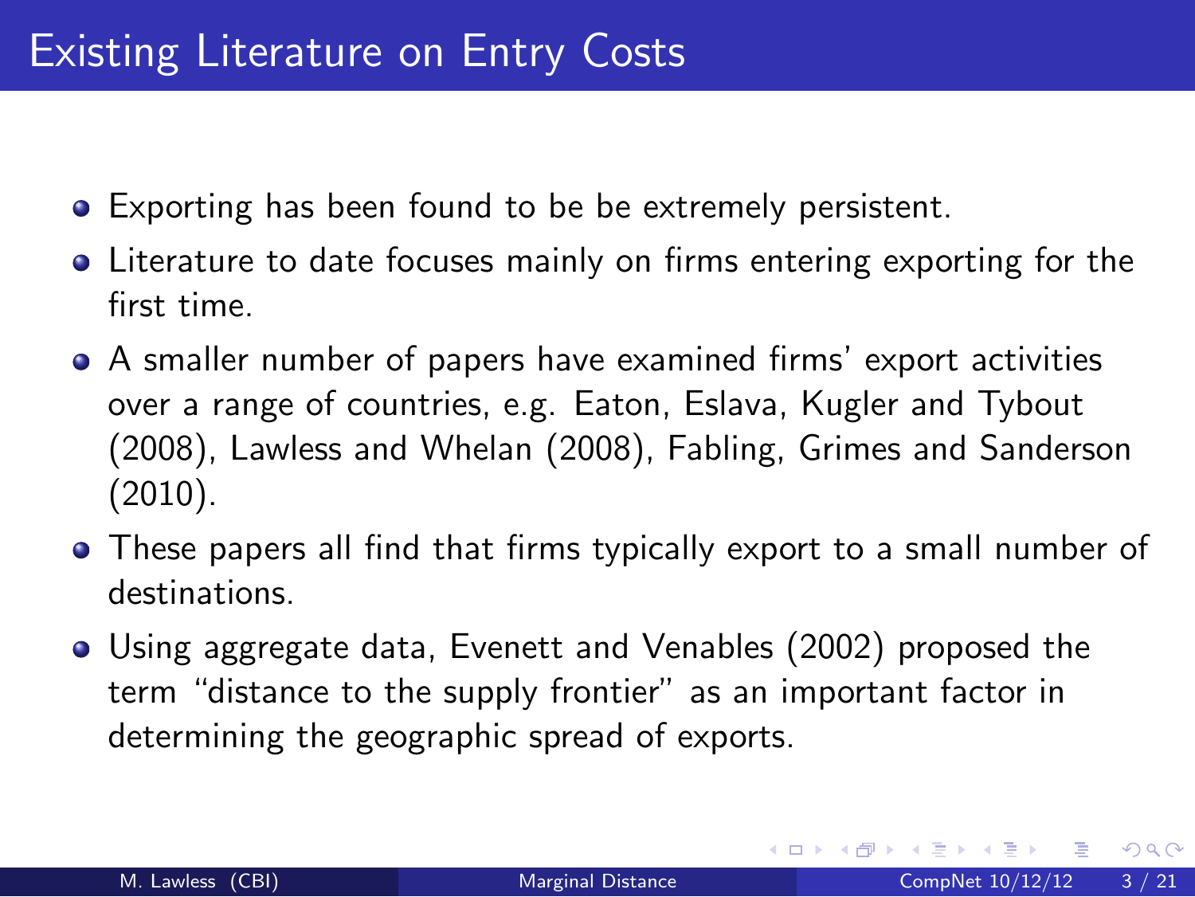# Existing Literature on Entry Costs

- Exporting has been found to be be extremely persistent.
- Literature to date focuses mainly on firms entering exporting for the first time.
- A smaller number of papers have examined firms' export activities over a range of countries, e.g. Eaton, Eslava, Kugler and Tybout (2008), Lawless and Whelan (2008), Fabling, Grimes and Sanderson (2010).
- These papers all find that firms typically export to a small number of destinations.
- Using aggregate data, Evenett and Venables (2002) proposed the term "distance to the supply frontier" as an important factor in determining the geographic spread of exports.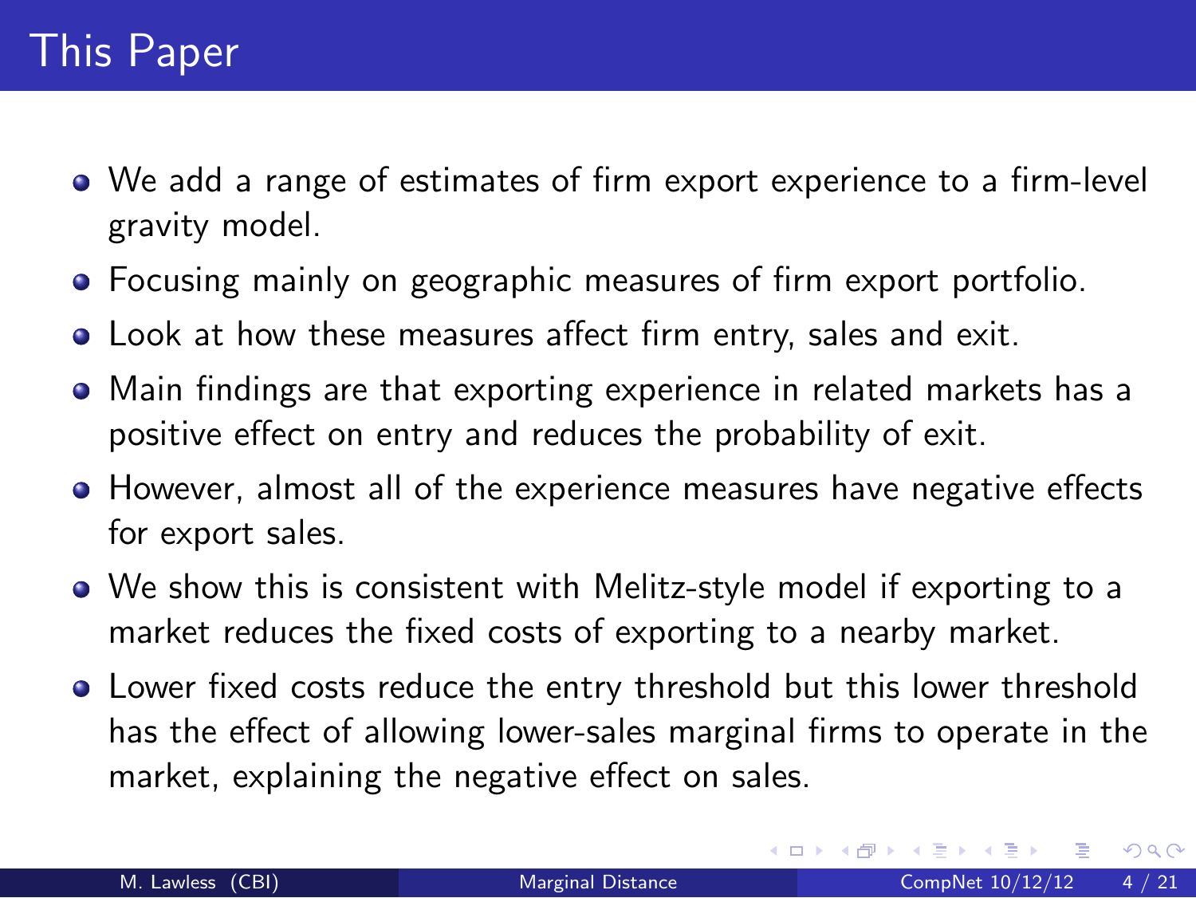# This Paper

- We add a range of estimates of firm export experience to a firm-level gravity model.
- Focusing mainly on geographic measures of firm export portfolio.
- Look at how these measures affect firm entry, sales and exit.
- Main findings are that exporting experience in related markets has a positive effect on entry and reduces the probability of exit.
- However, almost all of the experience measures have negative effects for export sales.
- We show this is consistent with Melitz-style model if exporting to a market reduces the fixed costs of exporting to a nearby market.
- Lower fixed costs reduce the entry threshold but this lower threshold has the effect of allowing lower-sales marginal firms to operate in the market, explaining the negative effect on sales.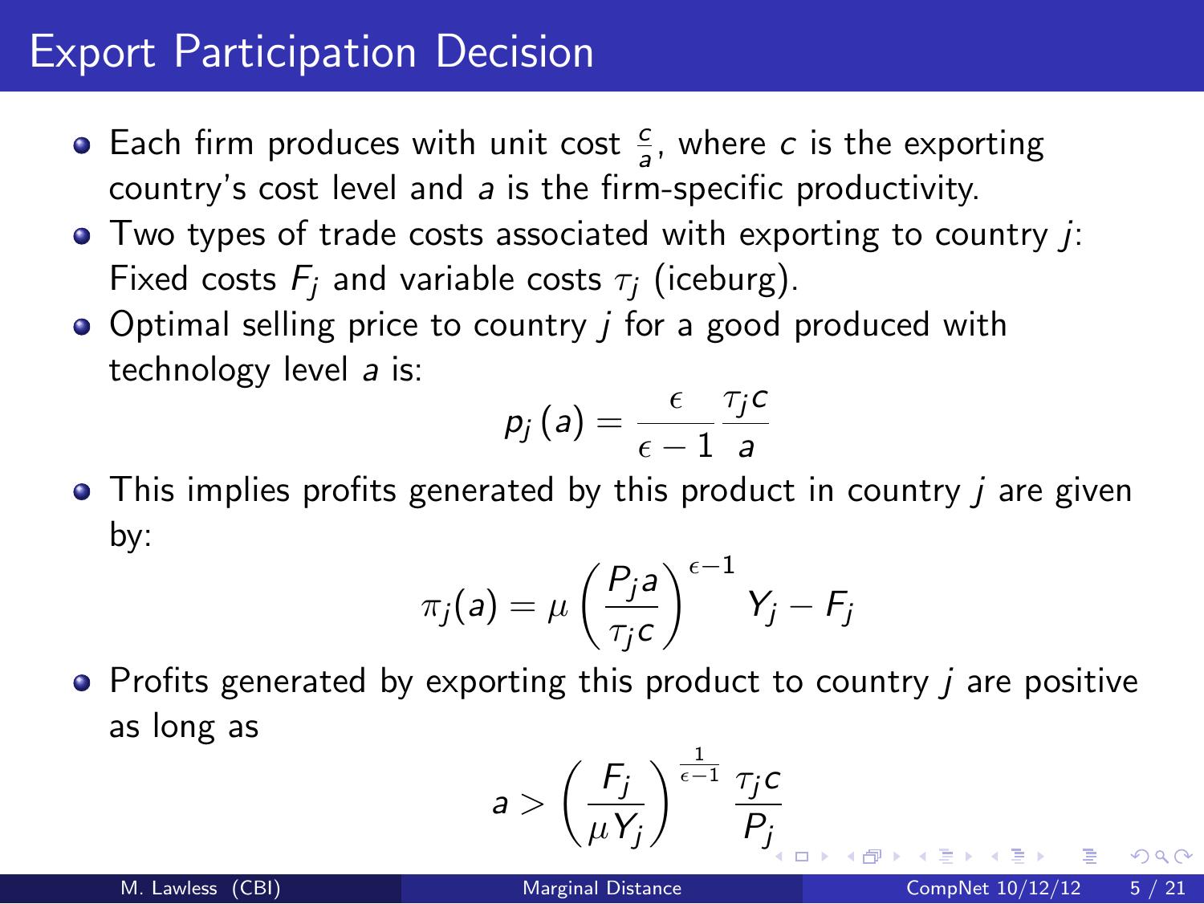# Export Participation Decision

- Each firm produces with unit cost $\frac{c}{a}$, where $c$ is the exporting country's cost level and $a$ is the firm-specific productivity.
- Two types of trade costs associated with exporting to country $j$: Fixed costs $F_j$ and variable costs $\tau_j$ (iceburg).
- Optimal selling price to country $j$ for a good produced with technology level $a$ is:

$$p_j(a) = \frac{\epsilon}{\epsilon - 1} \frac{\tau_j c}{a}$$

- This implies profits generated by this product in country $j$ are given by:

$$\pi_j(a) = \mu \left( \frac{P_j a}{\tau_j c} \right)^{\epsilon - 1} Y_j - F_j$$

- Profits generated by exporting this product to country $j$ are positive as long as

$$a > \left( \frac{F_j}{\mu Y_j} \right)^{\frac{1}{\epsilon - 1}} \frac{\tau_j c}{P_j}$$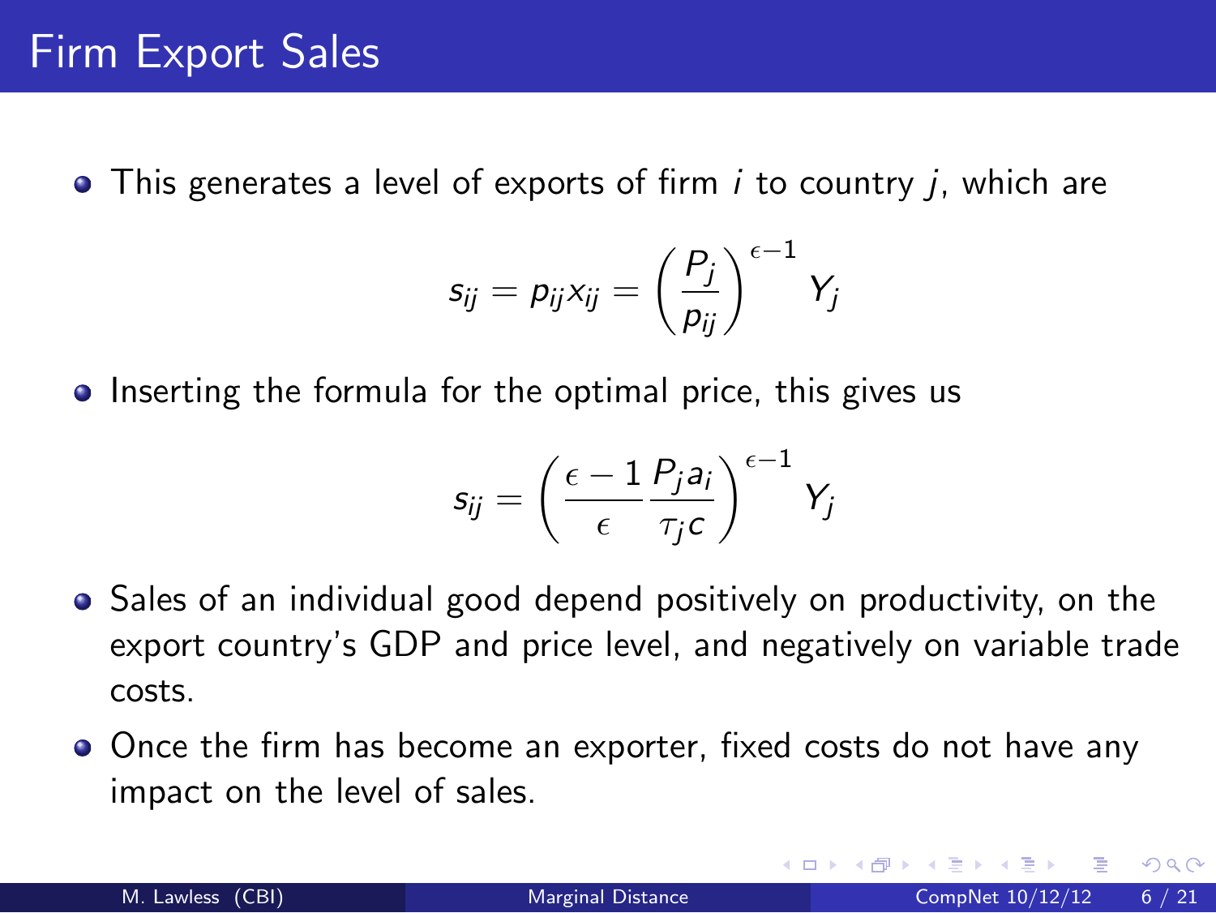# Firm Export Sales

- This generates a level of exports of firm $i$ to country $j$, which are

$$s_{ij} = p_{ij} x_{ij} = \left( \frac{P_j}{p_{ij}} \right)^{\epsilon - 1} Y_j$$

- Inserting the formula for the optimal price, this gives us

$$s_{ij} = \left( \frac{\epsilon - 1}{\epsilon} \frac{P_j a_i}{\tau_j c} \right)^{\epsilon - 1} Y_j$$

- Sales of an individual good depend positively on productivity, on the export country's GDP and price level, and negatively on variable trade costs.
- Once the firm has become an exporter, fixed costs do not have any impact on the level of sales.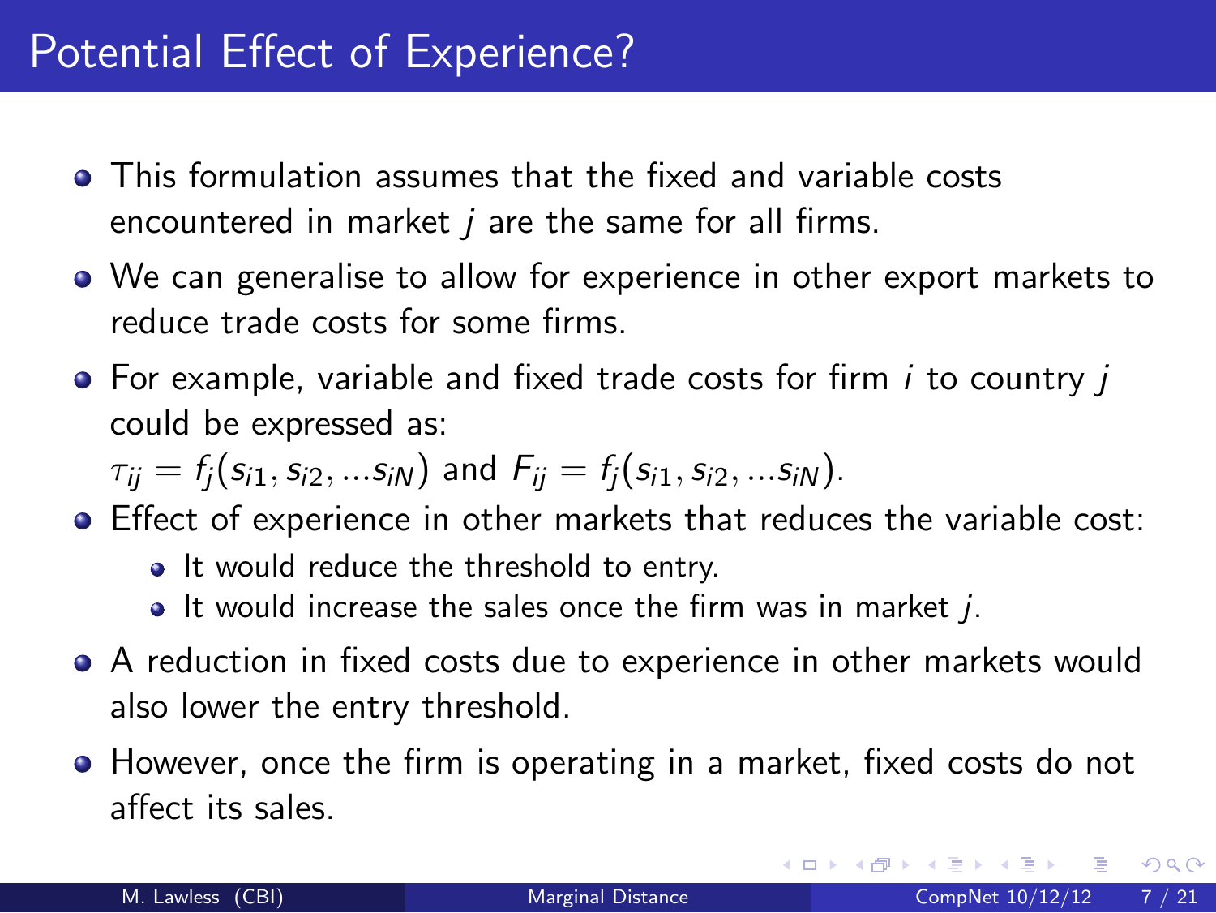# Potential Effect of Experience?

- This formulation assumes that the fixed and variable costs encountered in market $j$ are the same for all firms.
- We can generalise to allow for experience in other export markets to reduce trade costs for some firms.
- For example, variable and fixed trade costs for firm $i$ to country $j$ could be expressed as: $\tau_{ij} = f_j(s_{i1}, s_{i2}, ...s_{iN})$ and $F_{ij} = f_j(s_{i1}, s_{i2}, ...s_{iN})$.
- Effect of experience in other markets that reduces the variable cost:
  - It would reduce the threshold to entry.
  - It would increase the sales once the firm was in market $j$.
- A reduction in fixed costs due to experience in other markets would also lower the entry threshold.
- However, once the firm is operating in a market, fixed costs do not affect its sales.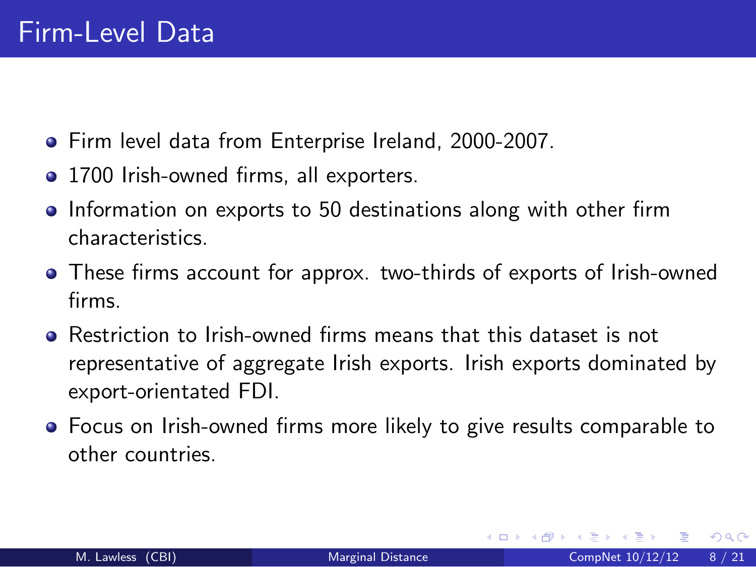# Firm-Level Data

- Firm level data from Enterprise Ireland, 2000-2007.
- 1700 Irish-owned firms, all exporters.
- Information on exports to 50 destinations along with other firm characteristics.
- These firms account for approx. two-thirds of exports of Irish-owned firms.
- Restriction to Irish-owned firms means that this dataset is not representative of aggregate Irish exports. Irish exports dominated by export-orientated FDI.
- Focus on Irish-owned firms more likely to give results comparable to other countries.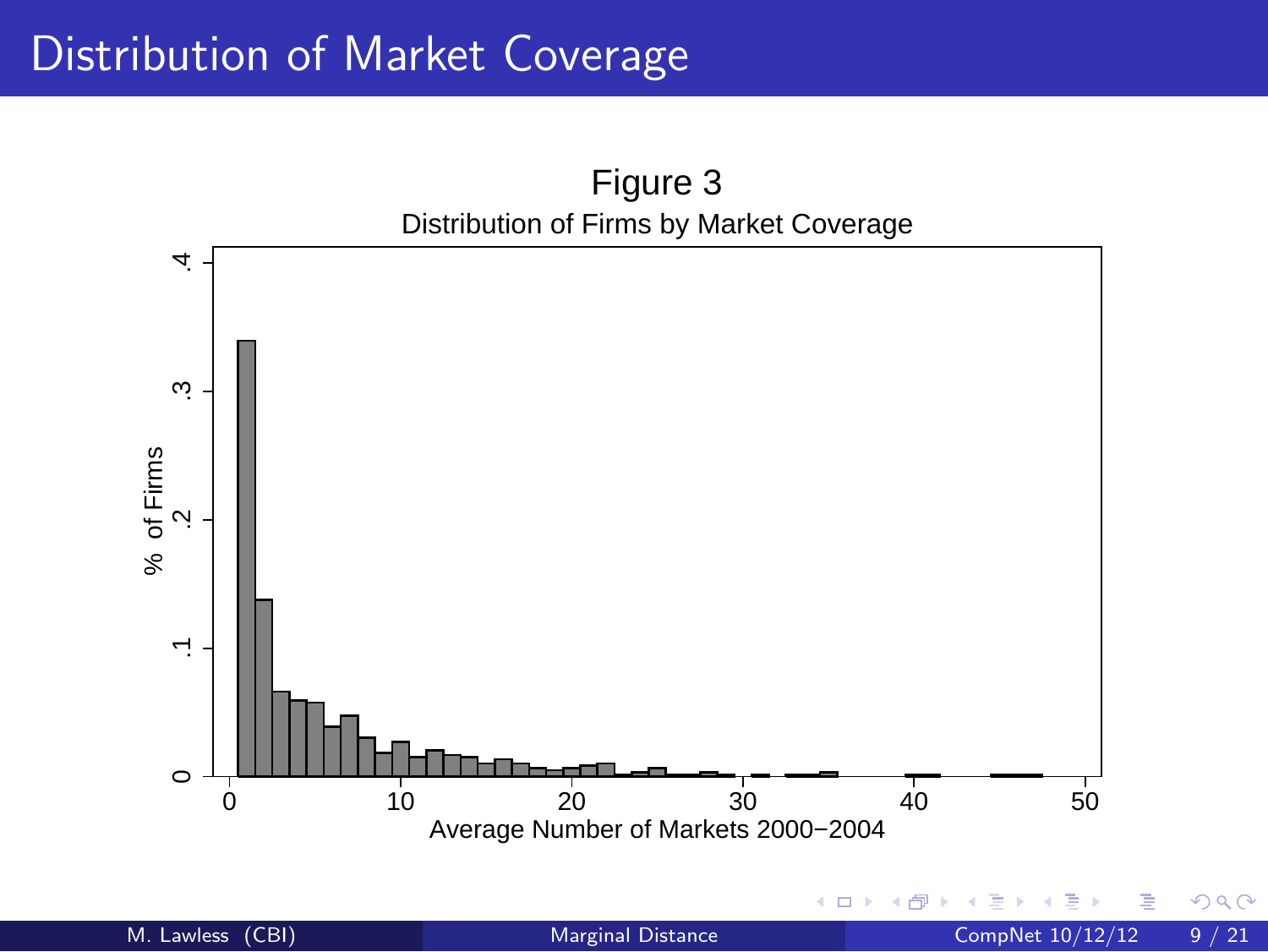# Distribution of Market Coverage

Figure 3

Distribution of Firms by Market Coverage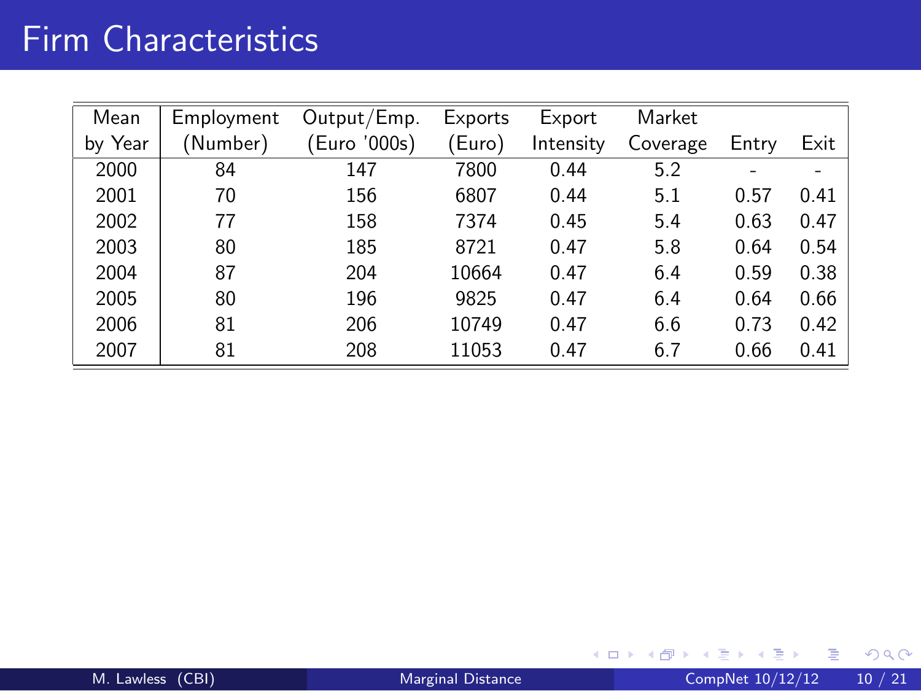# Firm Characteristics

| Mean by Year | Employment (Number) | Output/Emp. (Euro '000s) | Exports (Euro) | Export Intensity | Market Coverage | Entry | Exit |
|---|---|---|---|---|---|---|---|
| 2000 | 84 | 147 | 7800 | 0.44 | 5.2 | - | - |
| 2001 | 70 | 156 | 6807 | 0.44 | 5.1 | 0.57 | 0.41 |
| 2002 | 77 | 158 | 7374 | 0.45 | 5.4 | 0.63 | 0.47 |
| 2003 | 80 | 185 | 8721 | 0.47 | 5.8 | 0.64 | 0.54 |
| 2004 | 87 | 204 | 10664 | 0.47 | 6.4 | 0.59 | 0.38 |
| 2005 | 80 | 196 | 9825 | 0.47 | 6.4 | 0.64 | 0.66 |
| 2006 | 81 | 206 | 10749 | 0.47 | 6.6 | 0.73 | 0.42 |
| 2007 | 81 | 208 | 11053 | 0.47 | 6.7 | 0.66 | 0.41 |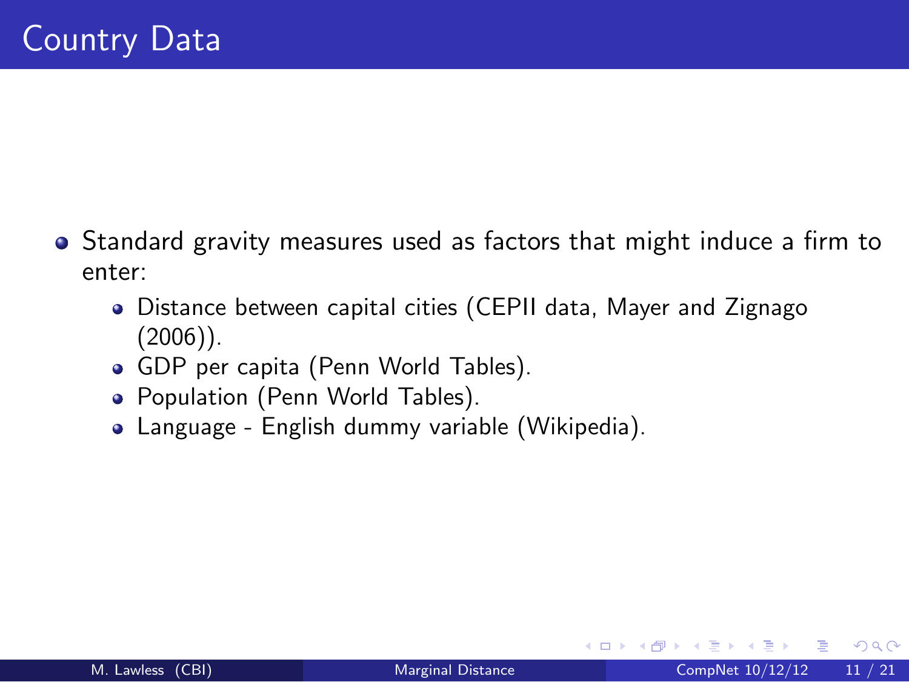# Country Data

- Standard gravity measures used as factors that might induce a firm to enter:
  - Distance between capital cities (CEPII data, Mayer and Zignago (2006)).
  - GDP per capita (Penn World Tables).
  - Population (Penn World Tables).
  - Language - English dummy variable (Wikipedia).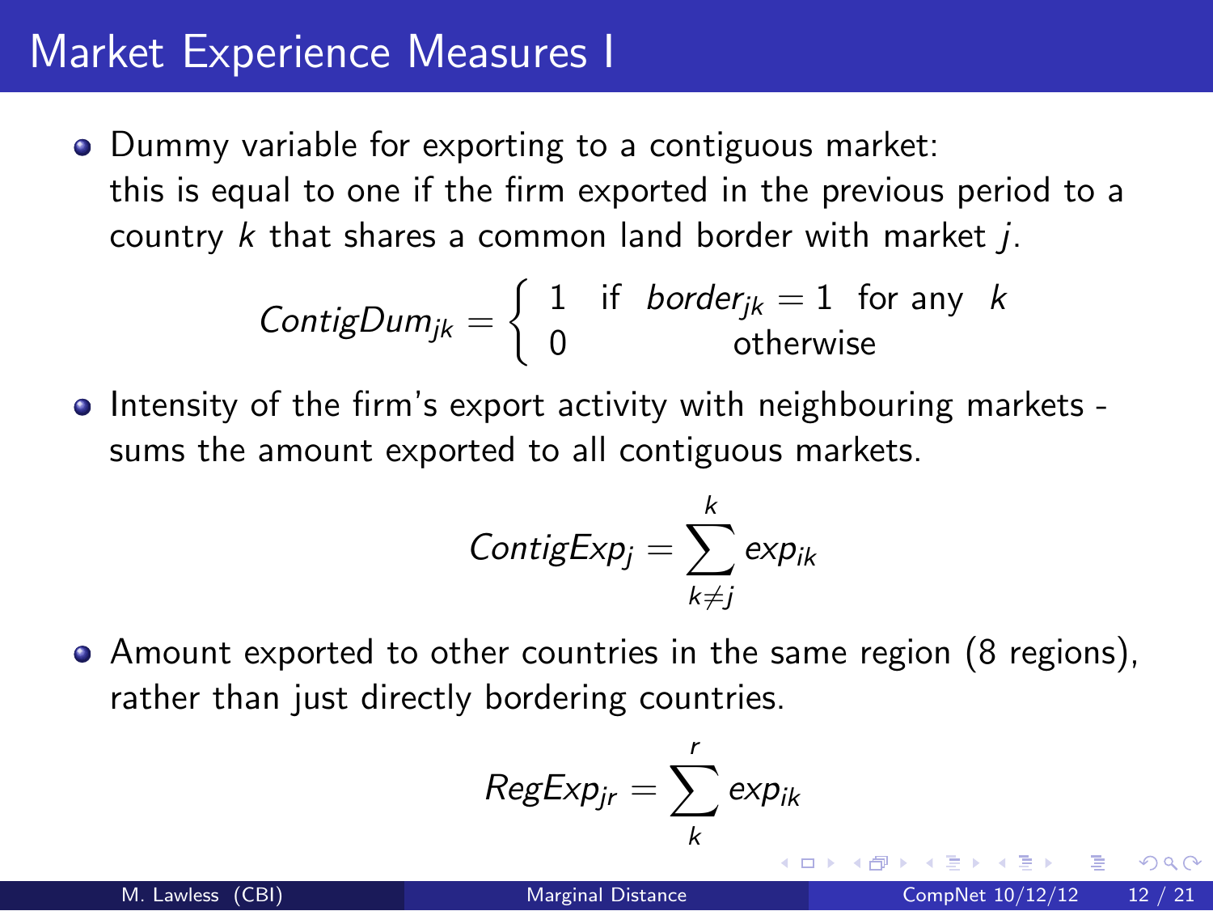# Market Experience Measures I

- Dummy variable for exporting to a contiguous market: this is equal to one if the firm exported in the previous period to a country $k$ that shares a common land border with market $j$.

$$ContigDum_{jk} = \begin{cases} 1 & \text{if } \; border_{jk} = 1 \; \text{ for any } \; k \\ 0 & \text{otherwise} \end{cases}$$

- Intensity of the firm's export activity with neighbouring markets - sums the amount exported to all contiguous markets.

$$ContigExp_j = \sum_{k \neq j}^{k} exp_{ik}$$

- Amount exported to other countries in the same region (8 regions), rather than just directly bordering countries.

$$RegExp_{jr} = \sum_{k}^{r} exp_{ik}$$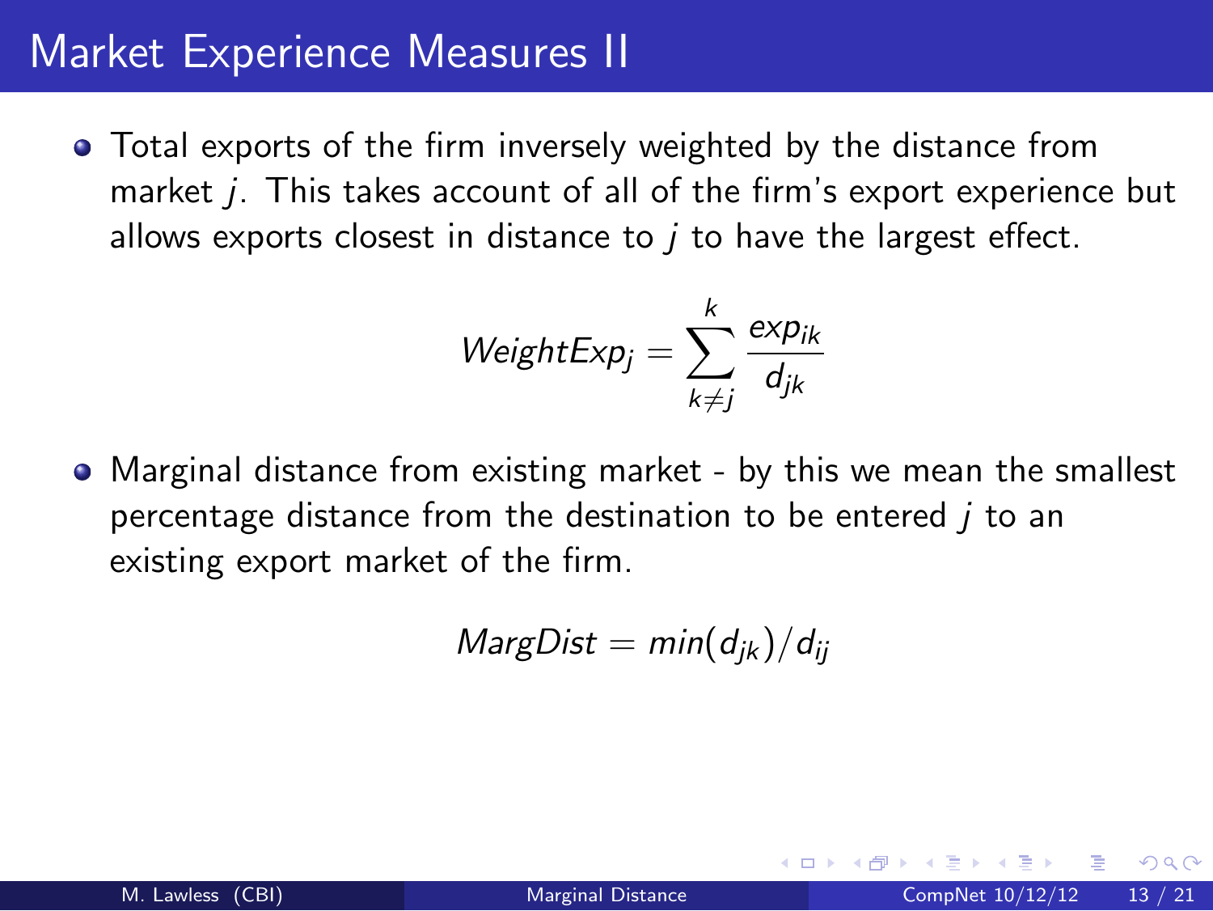# Market Experience Measures II

- Total exports of the firm inversely weighted by the distance from market $j$. This takes account of all of the firm's export experience but allows exports closest in distance to $j$ to have the largest effect.

$$WeightExp_j = \sum_{k \neq j}^{k} \frac{exp_{ik}}{d_{jk}}$$

- Marginal distance from existing market - by this we mean the smallest percentage distance from the destination to be entered $j$ to an existing export market of the firm.

$$MargDist = min(d_{jk})/d_{ij}$$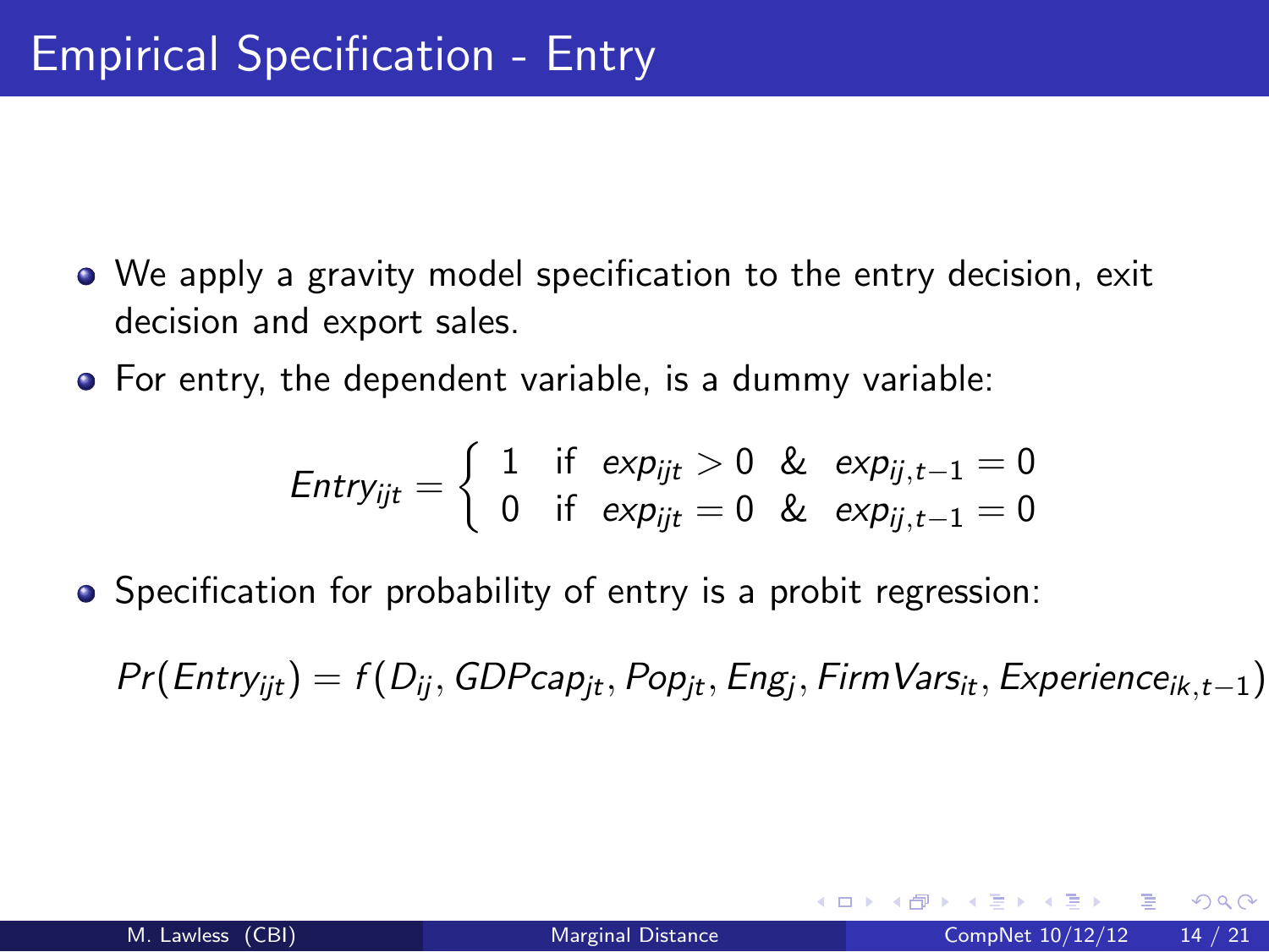# Empirical Specification - Entry

- We apply a gravity model specification to the entry decision, exit decision and export sales.
- For entry, the dependent variable, is a dummy variable:

$$Entry_{ijt} = \begin{cases} 1 & \text{if } \; exp_{ijt} > 0 \;\; \& \;\; exp_{ij,t-1} = 0 \\ 0 & \text{if } \; exp_{ijt} = 0 \;\; \& \;\; exp_{ij,t-1} = 0 \end{cases}$$

- Specification for probability of entry is a probit regression:

$$Pr(Entry_{ijt}) = f(D_{ij}, GDPcap_{jt}, Pop_{jt}, Eng_j, FirmVars_{it}, Experience_{ik,t-1})$$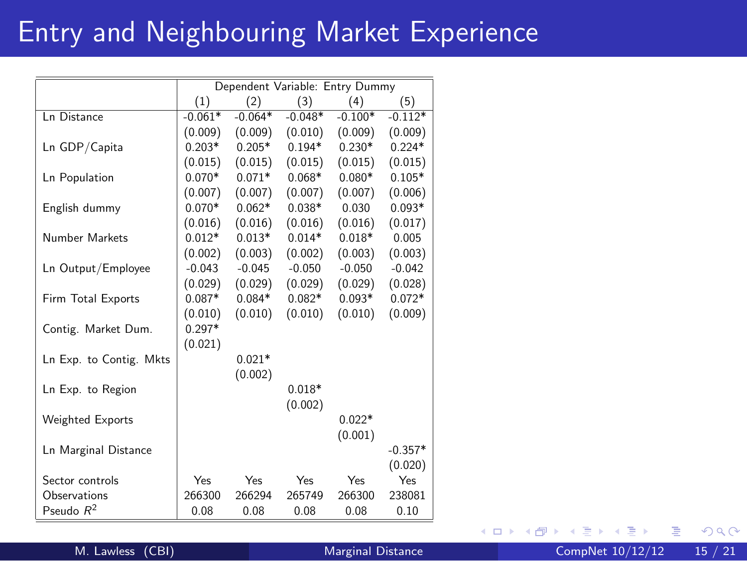# Entry and Neighbouring Market Experience

| | Dependent Variable: Entry Dummy | | | | |
|---|---|---|---|---|---|
| | (1) | (2) | (3) | (4) | (5) |
| Ln Distance | -0.061* | -0.064* | -0.048* | -0.100* | -0.112* |
| | (0.009) | (0.009) | (0.010) | (0.009) | (0.009) |
| Ln GDP/Capita | 0.203* | 0.205* | 0.194* | 0.230* | 0.224* |
| | (0.015) | (0.015) | (0.015) | (0.015) | (0.015) |
| Ln Population | 0.070* | 0.071* | 0.068* | 0.080* | 0.105* |
| | (0.007) | (0.007) | (0.007) | (0.007) | (0.006) |
| English dummy | 0.070* | 0.062* | 0.038* | 0.030 | 0.093* |
| | (0.016) | (0.016) | (0.016) | (0.016) | (0.017) |
| Number Markets | 0.012* | 0.013* | 0.014* | 0.018* | 0.005 |
| | (0.002) | (0.003) | (0.002) | (0.003) | (0.003) |
| Ln Output/Employee | -0.043 | -0.045 | -0.050 | -0.050 | -0.042 |
| | (0.029) | (0.029) | (0.029) | (0.029) | (0.028) |
| Firm Total Exports | 0.087* | 0.084* | 0.082* | 0.093* | 0.072* |
| | (0.010) | (0.010) | (0.010) | (0.010) | (0.009) |
| Contig. Market Dum. | 0.297* | | | | |
| | (0.021) | | | | |
| Ln Exp. to Contig. Mkts | | 0.021* | | | |
| | | (0.002) | | | |
| Ln Exp. to Region | | | 0.018* | | |
| | | | (0.002) | | |
| Weighted Exports | | | | 0.022* | |
| | | | | (0.001) | |
| Ln Marginal Distance | | | | | -0.357* |
| | | | | | (0.020) |
| Sector controls | Yes | Yes | Yes | Yes | Yes |
| Observations | 266300 | 266294 | 265749 | 266300 | 238081 |
| Pseudo $R^2$ | 0.08 | 0.08 | 0.08 | 0.08 | 0.10 |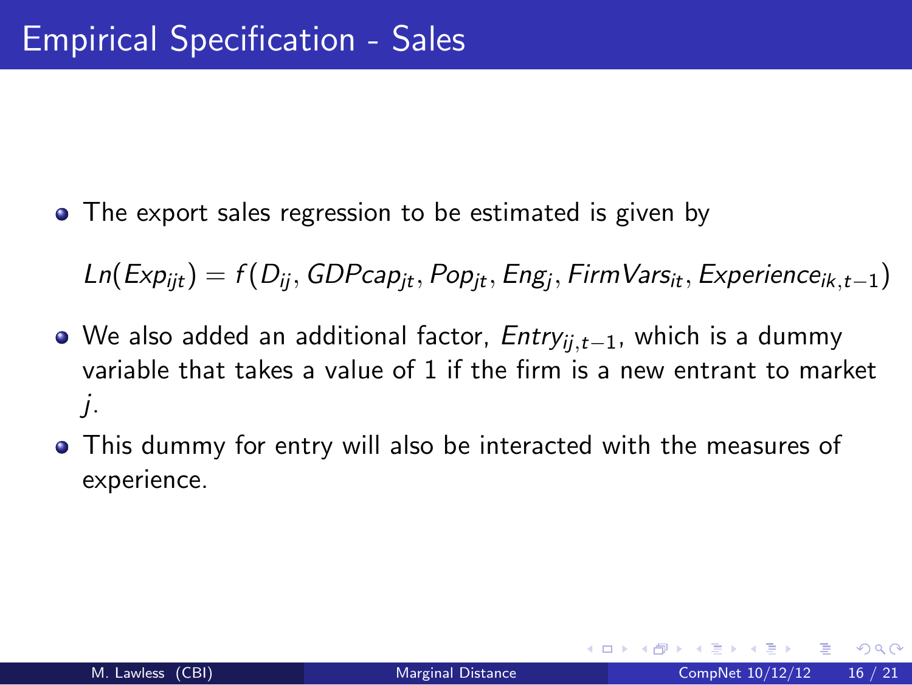# Empirical Specification - Sales

- The export sales regression to be estimated is given by

$$Ln(Exp_{ijt}) = f(D_{ij}, GDPcap_{jt}, Pop_{jt}, Eng_{j}, FirmVars_{it}, Experience_{ik,t-1})$$

- We also added an additional factor, $Entry_{ij,t-1}$, which is a dummy variable that takes a value of 1 if the firm is a new entrant to market $j$.
- This dummy for entry will also be interacted with the measures of experience.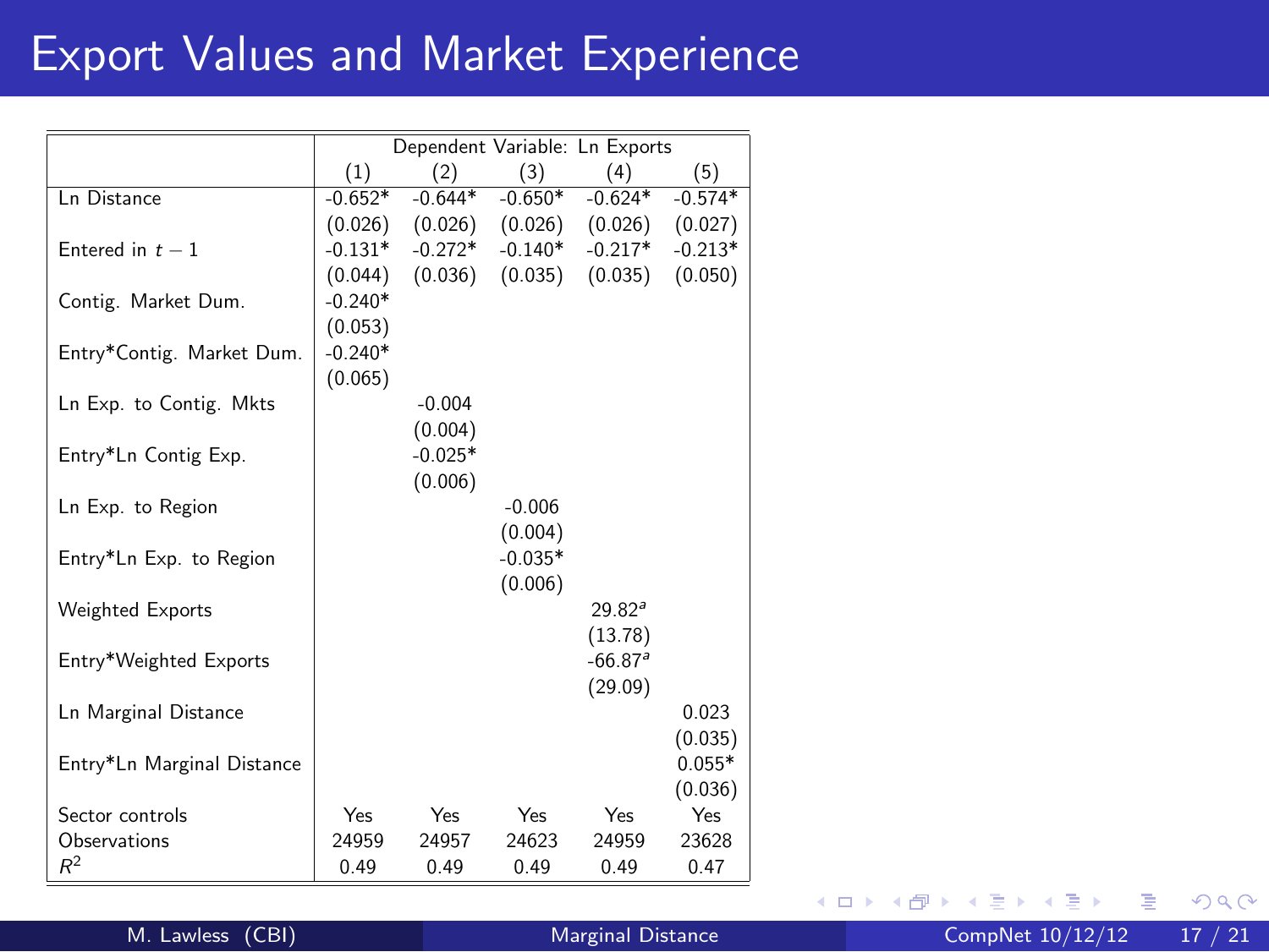# Export Values and Market Experience

| | Dependent Variable: Ln Exports | | | | |
|---|---|---|---|---|---|
| | (1) | (2) | (3) | (4) | (5) |
| Ln Distance | -0.652* | -0.644* | -0.650* | -0.624* | -0.574* |
| | (0.026) | (0.026) | (0.026) | (0.026) | (0.027) |
| Entered in $t-1$ | -0.131* | -0.272* | -0.140* | -0.217* | -0.213* |
| | (0.044) | (0.036) | (0.035) | (0.035) | (0.050) |
| Contig. Market Dum. | -0.240* | | | | |
| | (0.053) | | | | |
| Entry*Contig. Market Dum. | -0.240* | | | | |
| | (0.065) | | | | |
| Ln Exp. to Contig. Mkts | | -0.004 | | | |
| | | (0.004) | | | |
| Entry*Ln Contig Exp. | | -0.025* | | | |
| | | (0.006) | | | |
| Ln Exp. to Region | | | -0.006 | | |
| | | | (0.004) | | |
| Entry*Ln Exp. to Region | | | -0.035* | | |
| | | | (0.006) | | |
| Weighted Exports | | | | 29.82[a] | |
| | | | | (13.78) | |
| Entry*Weighted Exports | | | | -66.87[a] | |
| | | | | (29.09) | |
| Ln Marginal Distance | | | | | 0.023 |
| | | | | | (0.035) |
| Entry*Ln Marginal Distance | | | | | 0.055* |
| | | | | | (0.036) |
| Sector controls | Yes | Yes | Yes | Yes | Yes |
| Observations | 24959 | 24957 | 24623 | 24959 | 23628 |
| $R^2$ | 0.49 | 0.49 | 0.49 | 0.49 | 0.47 |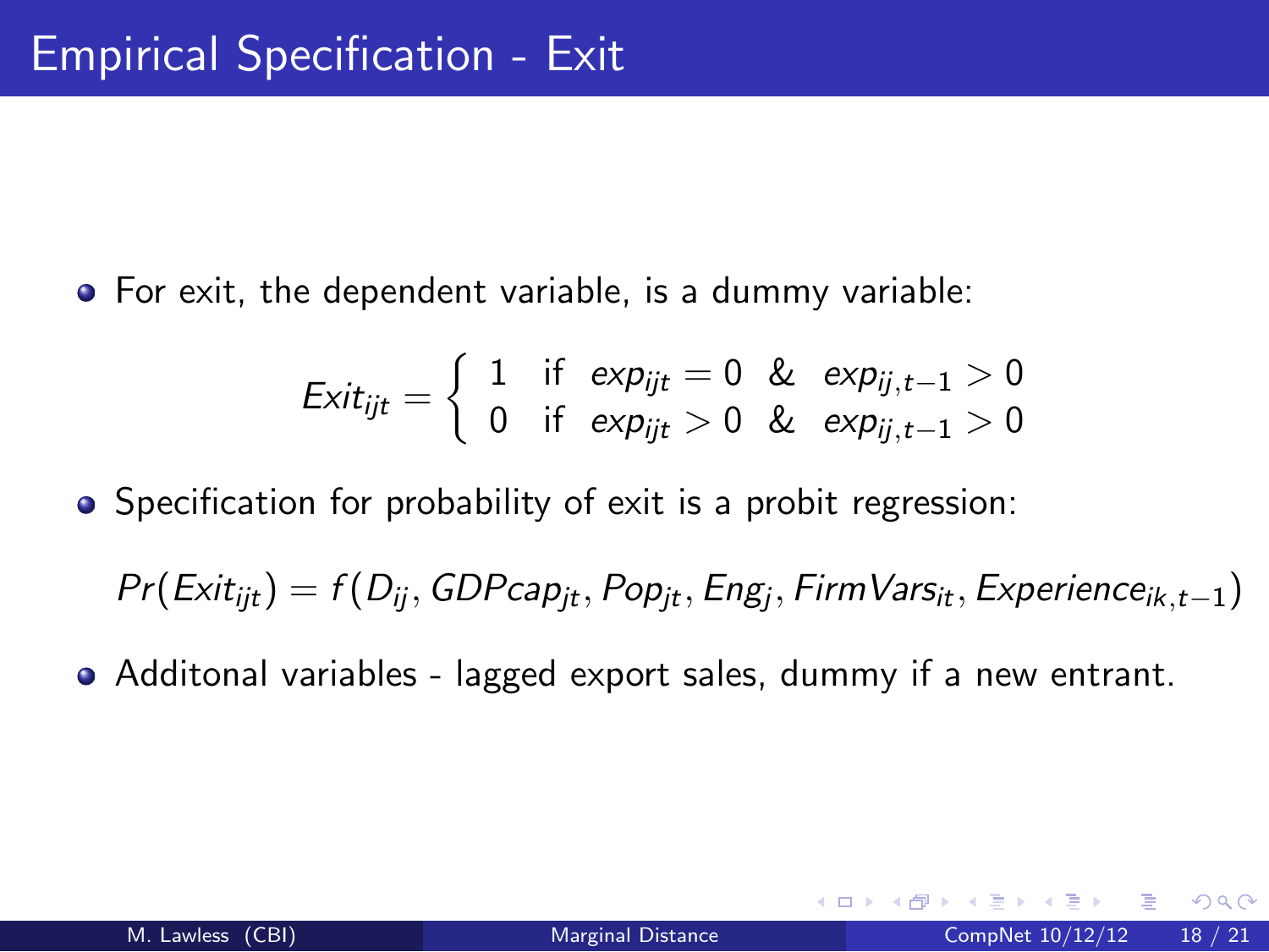# Empirical Specification - Exit

- For exit, the dependent variable, is a dummy variable:

$$Exit_{ijt} = \begin{cases} 1 & \text{if} \quad exp_{ijt} = 0 \ \ \& \ \ exp_{ij,t-1} > 0 \\ 0 & \text{if} \quad exp_{ijt} > 0 \ \ \& \ \ exp_{ij,t-1} > 0 \end{cases}$$

- Specification for probability of exit is a probit regression:

  $Pr(Exit_{ijt}) = f(D_{ij}, GDPcap_{jt}, Pop_{jt}, Eng_j, FirmVars_{it}, Experience_{ik,t-1})$

- Additonal variables - lagged export sales, dummy if a new entrant.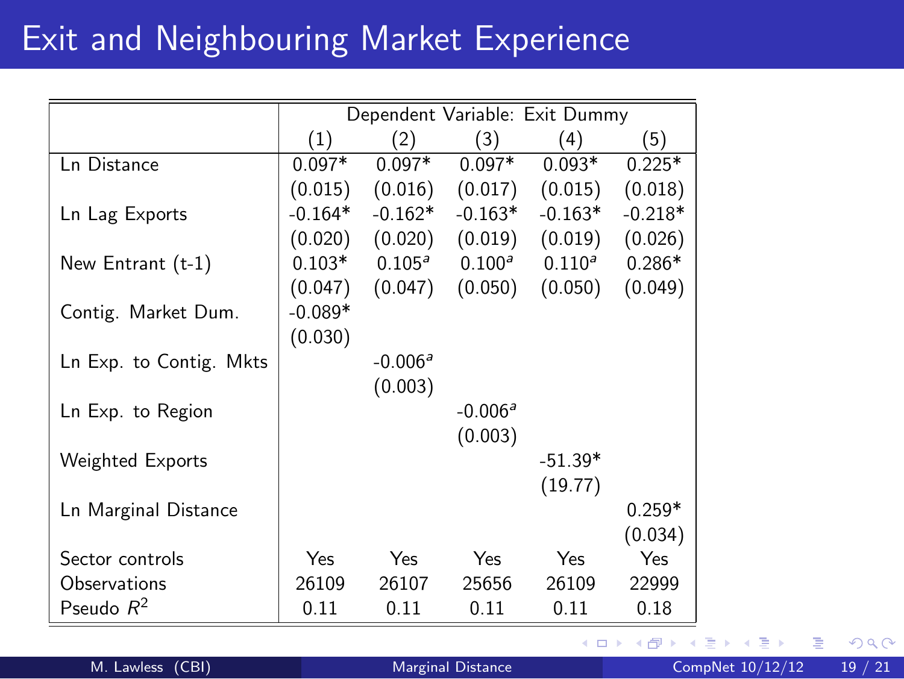# Exit and Neighbouring Market Experience

| | Dependent Variable: Exit Dummy | | | | |
|---|---|---|---|---|---|
| | (1) | (2) | (3) | (4) | (5) |
| Ln Distance | 0.097* | 0.097* | 0.097* | 0.093* | 0.225* |
| | (0.015) | (0.016) | (0.017) | (0.015) | (0.018) |
| Ln Lag Exports | -0.164* | -0.162* | -0.163* | -0.163* | -0.218* |
| | (0.020) | (0.020) | (0.019) | (0.019) | (0.026) |
| New Entrant (t-1) | 0.103* | 0.105[a] | 0.100[a] | 0.110[a] | 0.286* |
| | (0.047) | (0.047) | (0.050) | (0.050) | (0.049) |
| Contig. Market Dum. | -0.089* | | | | |
| | (0.030) | | | | |
| Ln Exp. to Contig. Mkts | | -0.006[a] | | | |
| | | (0.003) | | | |
| Ln Exp. to Region | | | -0.006[a] | | |
| | | | (0.003) | | |
| Weighted Exports | | | | -51.39* | |
| | | | | (19.77) | |
| Ln Marginal Distance | | | | | 0.259* |
| | | | | | (0.034) |
| Sector controls | Yes | Yes | Yes | Yes | Yes |
| Observations | 26109 | 26107 | 25656 | 26109 | 22999 |
| Pseudo $R^2$ | 0.11 | 0.11 | 0.11 | 0.11 | 0.18 |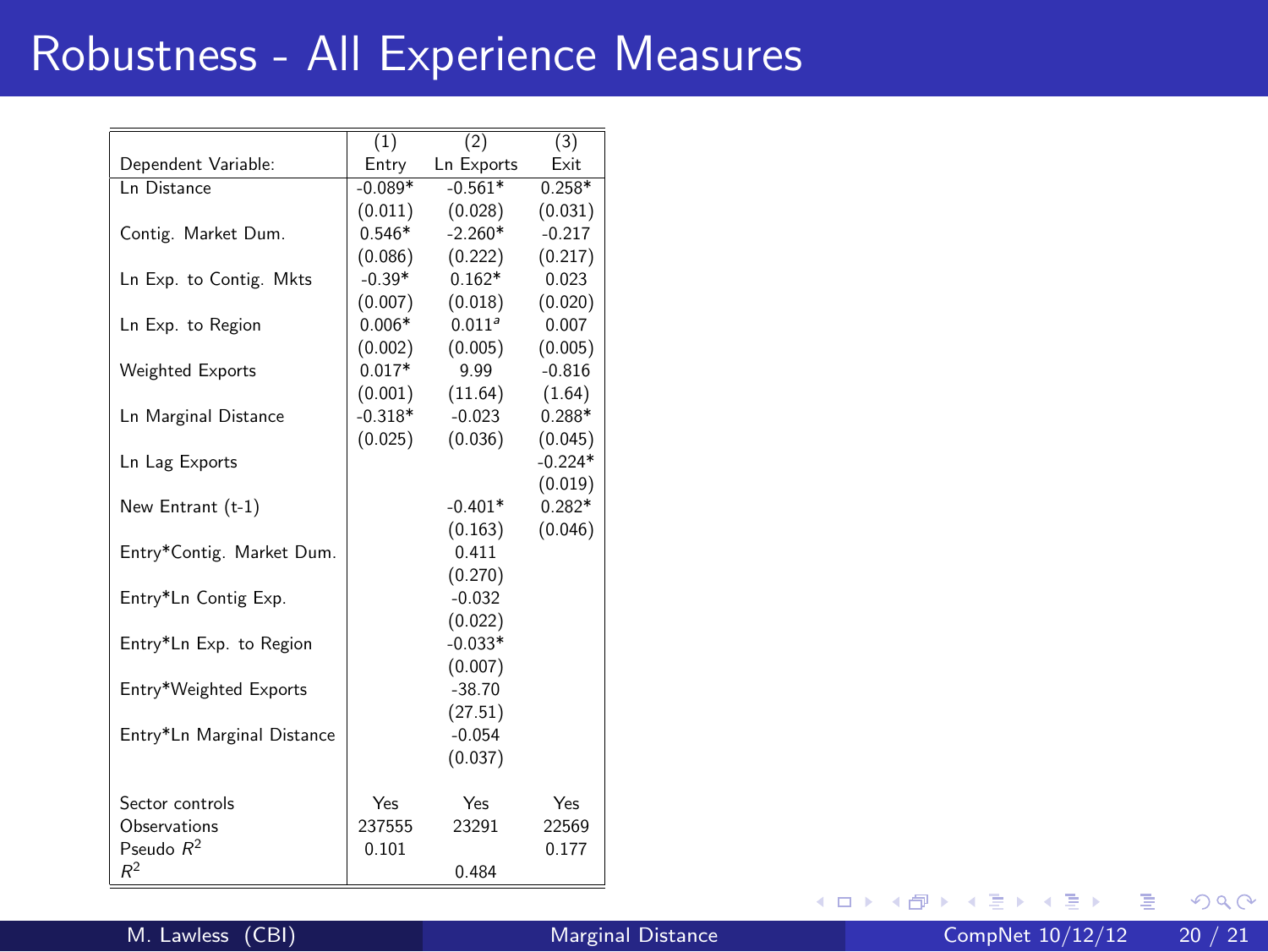# Robustness - All Experience Measures

| | (1) | (2) | (3) |
|---|---|---|---|
| Dependent Variable: | Entry | Ln Exports | Exit |
| Ln Distance | -0.089* | -0.561* | 0.258* |
| | (0.011) | (0.028) | (0.031) |
| Contig. Market Dum. | 0.546* | -2.260* | -0.217 |
| | (0.086) | (0.222) | (0.217) |
| Ln Exp. to Contig. Mkts | -0.39* | 0.162* | 0.023 |
| | (0.007) | (0.018) | (0.020) |
| Ln Exp. to Region | 0.006* | 0.011[a] | 0.007 |
| | (0.002) | (0.005) | (0.005) |
| Weighted Exports | 0.017* | 9.99 | -0.816 |
| | (0.001) | (11.64) | (1.64) |
| Ln Marginal Distance | -0.318* | -0.023 | 0.288* |
| | (0.025) | (0.036) | (0.045) |
| Ln Lag Exports | | | -0.224* |
| | | | (0.019) |
| New Entrant (t-1) | | -0.401* | 0.282* |
| | | (0.163) | (0.046) |
| Entry*Contig. Market Dum. | | 0.411 | |
| | | (0.270) | |
| Entry*Ln Contig Exp. | | -0.032 | |
| | | (0.022) | |
| Entry*Ln Exp. to Region | | -0.033* | |
| | | (0.007) | |
| Entry*Weighted Exports | | -38.70 | |
| | | (27.51) | |
| Entry*Ln Marginal Distance | | -0.054 | |
| | | (0.037) | |
| Sector controls | Yes | Yes | Yes |
| Observations | 237555 | 23291 | 22569 |
| Pseudo $R^2$ | 0.101 | | 0.177 |
| $R^2$ | | 0.484 | |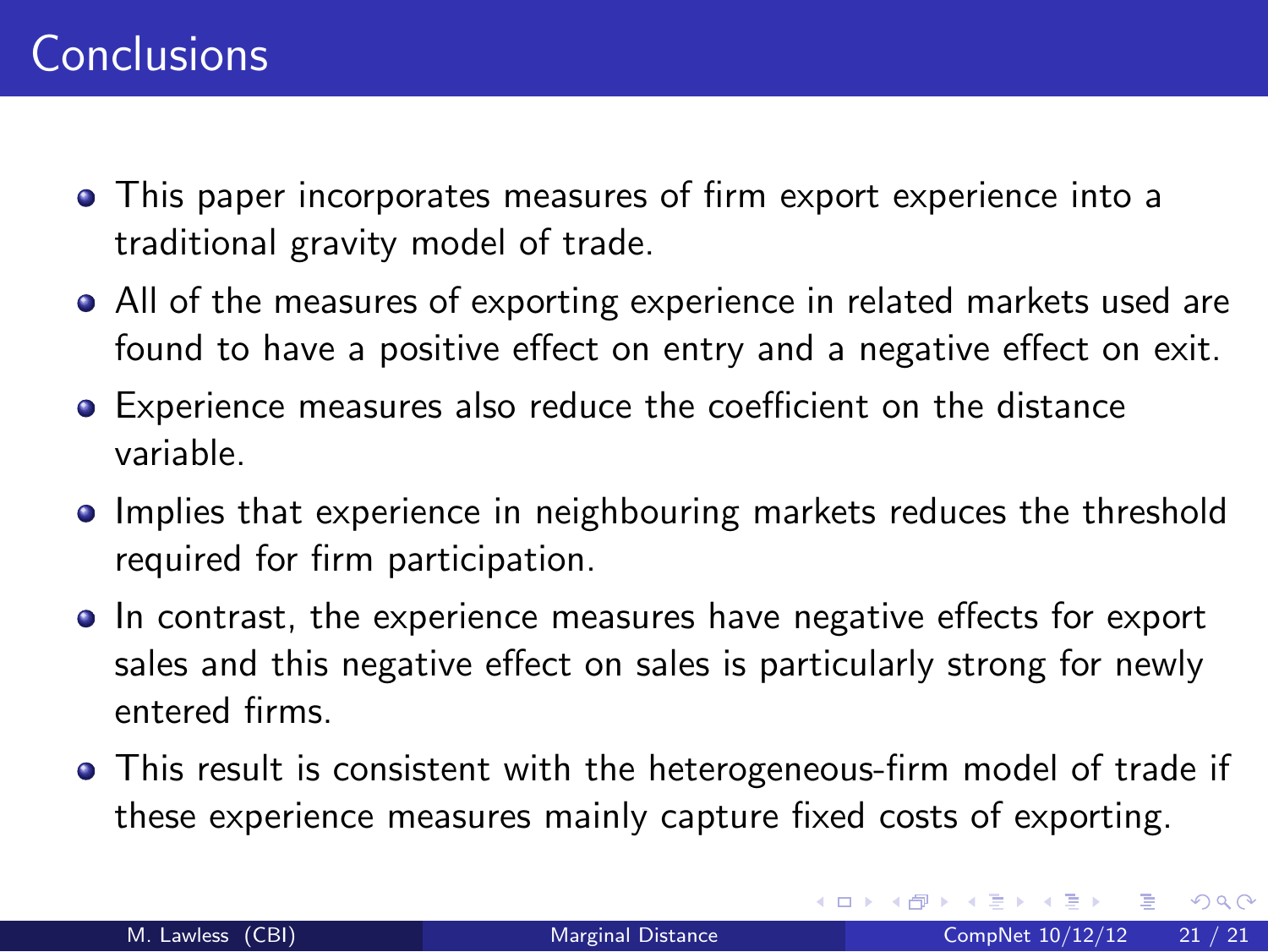# Conclusions

- This paper incorporates measures of firm export experience into a traditional gravity model of trade.
- All of the measures of exporting experience in related markets used are found to have a positive effect on entry and a negative effect on exit.
- Experience measures also reduce the coefficient on the distance variable.
- Implies that experience in neighbouring markets reduces the threshold required for firm participation.
- In contrast, the experience measures have negative effects for export sales and this negative effect on sales is particularly strong for newly entered firms.
- This result is consistent with the heterogeneous-firm model of trade if these experience measures mainly capture fixed costs of exporting.